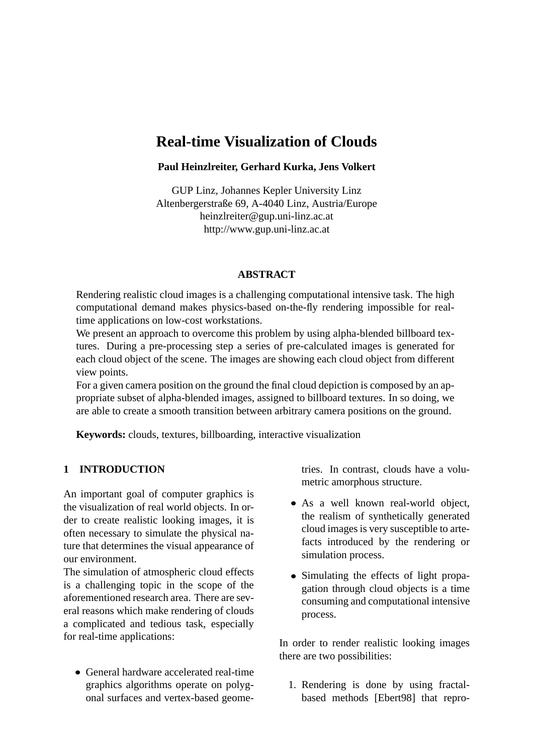# Real-time Visualization of Clouds

**Paul Heinzlreiter, Gerhard Kurka, Jens Volkert**

GUP Linz, Johannes Kepler University Linz
Altenbergerstraße 69, A-4040 Linz, Austria/Europe
heinzlreiter@gup.uni-linz.ac.at
http://www.gup.uni-linz.ac.at

### ABSTRACT

Rendering realistic cloud images is a challenging computational intensive task. The high computational demand makes physics-based on-the-fly rendering impossible for real-time applications on low-cost workstations.
We present an approach to overcome this problem by using alpha-blended billboard textures. During a pre-processing step a series of pre-calculated images is generated for each cloud object of the scene. The images are showing each cloud object from different view points.
For a given camera position on the ground the final cloud depiction is composed by an appropriate subset of alpha-blended images, assigned to billboard textures. In so doing, we are able to create a smooth transition between arbitrary camera positions on the ground.

**Keywords:** clouds, textures, billboarding, interactive visualization

## 1 INTRODUCTION

An important goal of computer graphics is the visualization of real world objects. In order to create realistic looking images, it is often necessary to simulate the physical nature that determines the visual appearance of our environment.
The simulation of atmospheric cloud effects is a challenging topic in the scope of the aforementioned research area. There are several reasons which make rendering of clouds a complicated and tedious task, especially for real-time applications:

- General hardware accelerated real-time graphics algorithms operate on polygonal surfaces and vertex-based geometries. In contrast, clouds have a volumetric amorphous structure.
- As a well known real-world object, the realism of synthetically generated cloud images is very susceptible to artefacts introduced by the rendering or simulation process.
- Simulating the effects of light propagation through cloud objects is a time consuming and computational intensive process.

In order to render realistic looking images there are two possibilities:

1. Rendering is done by using fractal-based methods [Ebert98] that repro-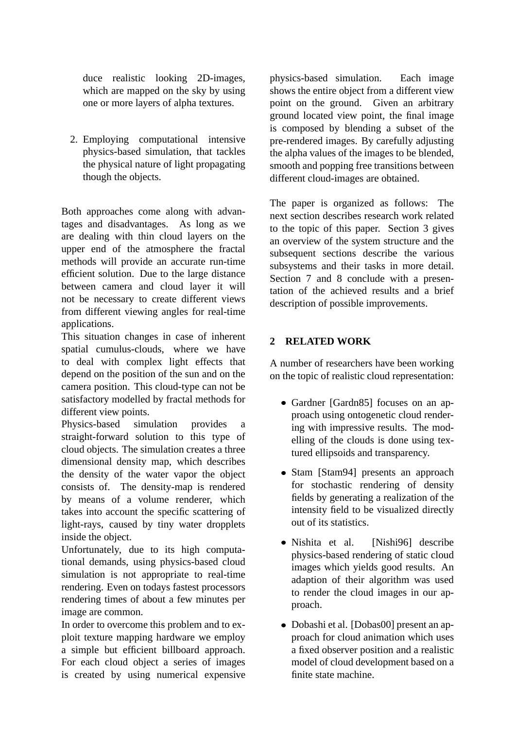duce realistic looking 2D-images, which are mapped on the sky by using one or more layers of alpha textures.

2. Employing computational intensive physics-based simulation, that tackles the physical nature of light propagating though the objects.

Both approaches come along with advantages and disadvantages. As long as we are dealing with thin cloud layers on the upper end of the atmosphere the fractal methods will provide an accurate run-time efficient solution. Due to the large distance between camera and cloud layer it will not be necessary to create different views from different viewing angles for real-time applications.

This situation changes in case of inherent spatial cumulus-clouds, where we have to deal with complex light effects that depend on the position of the sun and on the camera position. This cloud-type can not be satisfactory modelled by fractal methods for different view points.

Physics-based simulation provides a straight-forward solution to this type of cloud objects. The simulation creates a three dimensional density map, which describes the density of the water vapor the object consists of. The density-map is rendered by means of a volume renderer, which takes into account the specific scattering of light-rays, caused by tiny water dropplets inside the object.

Unfortunately, due to its high computational demands, using physics-based cloud simulation is not appropriate to real-time rendering. Even on todays fastest processors rendering times of about a few minutes per image are common.

In order to overcome this problem and to exploit texture mapping hardware we employ a simple but efficient billboard approach. For each cloud object a series of images is created by using numerical expensive physics-based simulation. Each image shows the entire object from a different view point on the ground. Given an arbitrary ground located view point, the final image is composed by blending a subset of the pre-rendered images. By carefully adjusting the alpha values of the images to be blended, smooth and popping free transitions between different cloud-images are obtained.

The paper is organized as follows: The next section describes research work related to the topic of this paper. Section 3 gives an overview of the system structure and the subsequent sections describe the various subsystems and their tasks in more detail. Section 7 and 8 conclude with a presentation of the achieved results and a brief description of possible improvements.

## 2 RELATED WORK

A number of researchers have been working on the topic of realistic cloud representation:

- Gardner [Gardn85] focuses on an approach using ontogenetic cloud rendering with impressive results. The modelling of the clouds is done using textured ellipsoids and transparency.
- Stam [Stam94] presents an approach for stochastic rendering of density fields by generating a realization of the intensity field to be visualized directly out of its statistics.
- Nishita et al. [Nishi96] describe physics-based rendering of static cloud images which yields good results. An adaption of their algorithm was used to render the cloud images in our approach.
- Dobashi et al. [Dobas00] present an approach for cloud animation which uses a fixed observer position and a realistic model of cloud development based on a finite state machine.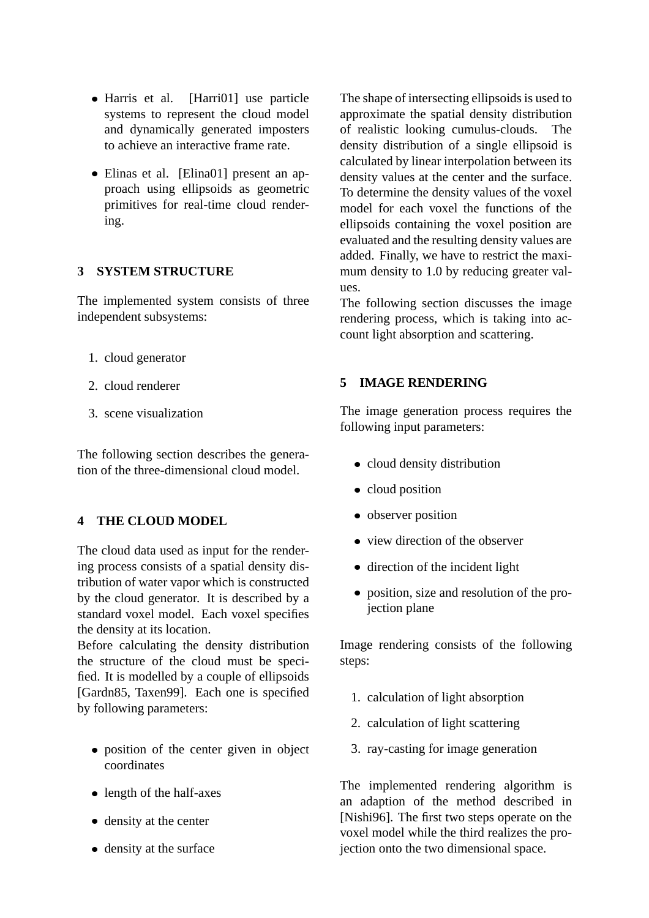- Harris et al. [Harri01] use particle systems to represent the cloud model and dynamically generated imposters to achieve an interactive frame rate.
- Elinas et al. [Elina01] present an approach using ellipsoids as geometric primitives for real-time cloud rendering.

## 3 SYSTEM STRUCTURE

The implemented system consists of three independent subsystems:

1. cloud generator
2. cloud renderer
3. scene visualization

The following section describes the generation of the three-dimensional cloud model.

## 4 THE CLOUD MODEL

The cloud data used as input for the rendering process consists of a spatial density distribution of water vapor which is constructed by the cloud generator. It is described by a standard voxel model. Each voxel specifies the density at its location.
Before calculating the density distribution the structure of the cloud must be specified. It is modelled by a couple of ellipsoids [Gardn85, Taxen99]. Each one is specified by following parameters:

- position of the center given in object coordinates
- length of the half-axes
- density at the center
- density at the surface

The shape of intersecting ellipsoids is used to approximate the spatial density distribution of realistic looking cumulus-clouds. The density distribution of a single ellipsoid is calculated by linear interpolation between its density values at the center and the surface. To determine the density values of the voxel model for each voxel the functions of the ellipsoids containing the voxel position are evaluated and the resulting density values are added. Finally, we have to restrict the maximum density to 1.0 by reducing greater values.
The following section discusses the image rendering process, which is taking into account light absorption and scattering.

## 5 IMAGE RENDERING

The image generation process requires the following input parameters:

- cloud density distribution
- cloud position
- observer position
- view direction of the observer
- direction of the incident light
- position, size and resolution of the projection plane

Image rendering consists of the following steps:

1. calculation of light absorption
2. calculation of light scattering
3. ray-casting for image generation

The implemented rendering algorithm is an adaption of the method described in [Nishi96]. The first two steps operate on the voxel model while the third realizes the projection onto the two dimensional space.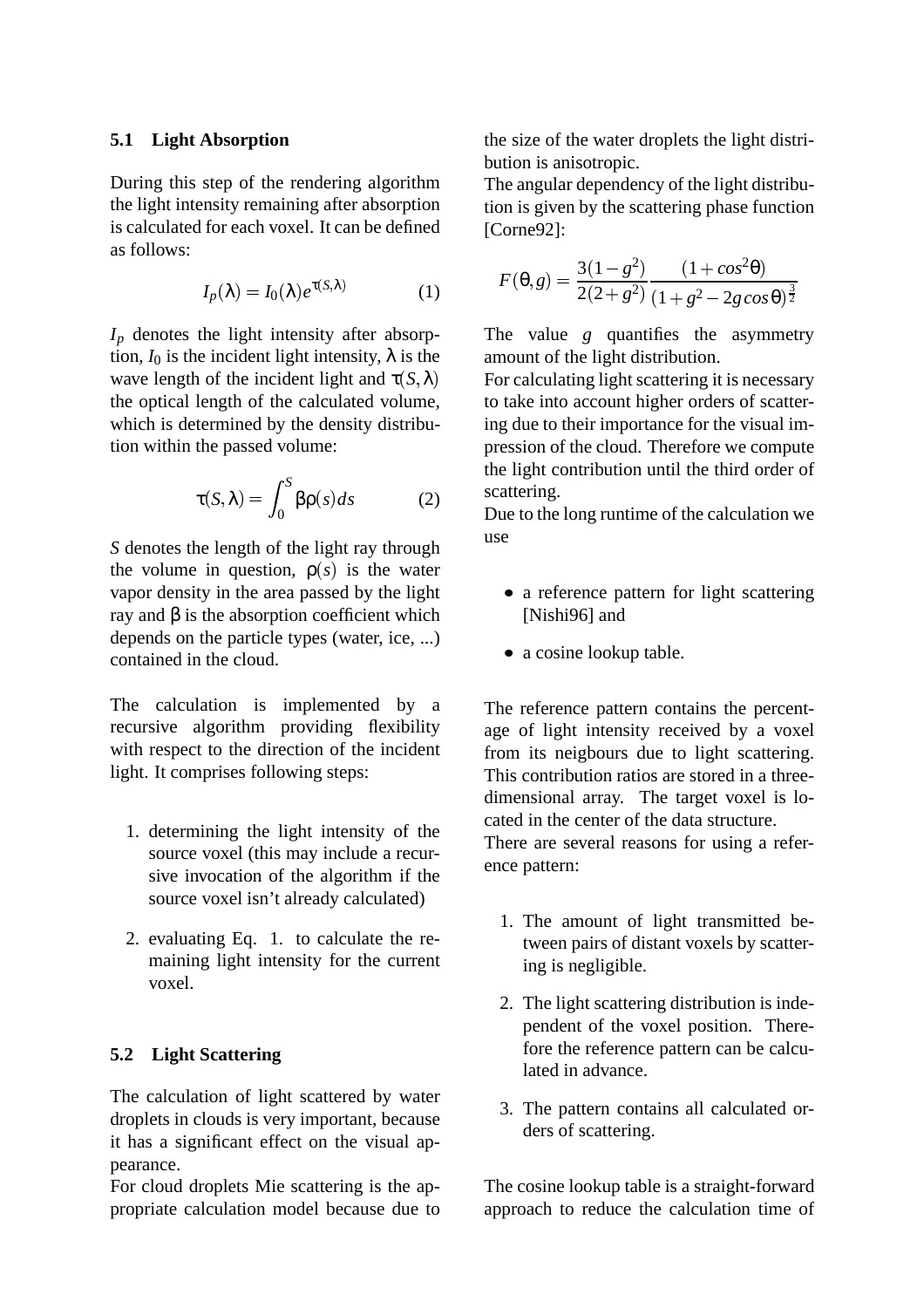### 5.1 Light Absorption

During this step of the rendering algorithm the light intensity remaining after absorption is calculated for each voxel. It can be defined as follows:

$$I_p(\lambda) = I_0(\lambda) e^{\tau(S,\lambda)} \quad (1)$$

$I_p$ denotes the light intensity after absorption, $I_0$ is the incident light intensity, $\lambda$ is the wave length of the incident light and $\tau(S,\lambda)$ the optical length of the calculated volume, which is determined by the density distribution within the passed volume:

$$\tau(S,\lambda) = \int_0^S \beta\rho(s)ds \quad (2)$$

$S$ denotes the length of the light ray through the volume in question, $\rho(s)$ is the water vapor density in the area passed by the light ray and $\beta$ is the absorption coefficient which depends on the particle types (water, ice, ...) contained in the cloud.

The calculation is implemented by a recursive algorithm providing flexibility with respect to the direction of the incident light. It comprises following steps:

1. determining the light intensity of the source voxel (this may include a recursive invocation of the algorithm if the source voxel isn't already calculated)
2. evaluating Eq. 1. to calculate the remaining light intensity for the current voxel.

### 5.2 Light Scattering

The calculation of light scattered by water droplets in clouds is very important, because it has a significant effect on the visual appearance.

For cloud droplets Mie scattering is the appropriate calculation model because due to the size of the water droplets the light distribution is anisotropic.

The angular dependency of the light distribution is given by the scattering phase function [Corne92]:

$$F(\theta, g) = \frac{3(1-g^2)}{2(2+g^2)} \frac{(1+cos^2\theta)}{(1+g^2-2g\,cos\,\theta)^{\frac{3}{2}}}$$

The value $g$ quantifies the asymmetry amount of the light distribution.

For calculating light scattering it is necessary to take into account higher orders of scattering due to their importance for the visual impression of the cloud. Therefore we compute the light contribution until the third order of scattering.

Due to the long runtime of the calculation we use

- a reference pattern for light scattering [Nishi96] and
- a cosine lookup table.

The reference pattern contains the percentage of light intensity received by a voxel from its neigbours due to light scattering. This contribution ratios are stored in a three-dimensional array. The target voxel is located in the center of the data structure.

There are several reasons for using a reference pattern:

1. The amount of light transmitted between pairs of distant voxels by scattering is negligible.
2. The light scattering distribution is independent of the voxel position. Therefore the reference pattern can be calculated in advance.
3. The pattern contains all calculated orders of scattering.

The cosine lookup table is a straight-forward approach to reduce the calculation time of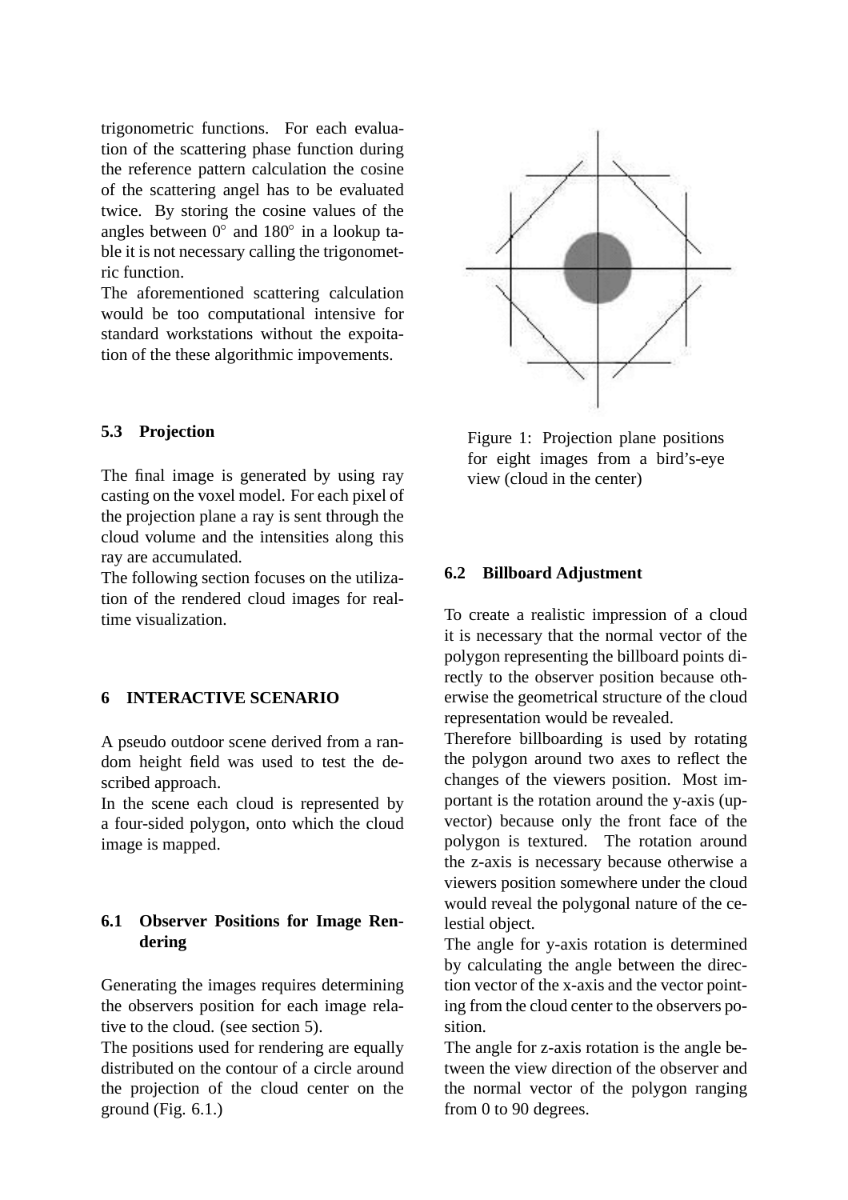trigonometric functions. For each evaluation of the scattering phase function during the reference pattern calculation the cosine of the scattering angel has to be evaluated twice. By storing the cosine values of the angles between 0° and 180° in a lookup table it is not necessary calling the trigonometric function.

The aforementioned scattering calculation would be too computational intensive for standard workstations without the expoitation of the these algorithmic impovements.

### 5.3 Projection

The final image is generated by using ray casting on the voxel model. For each pixel of the projection plane a ray is sent through the cloud volume and the intensities along this ray are accumulated.

The following section focuses on the utilization of the rendered cloud images for realtime visualization.

## 6 INTERACTIVE SCENARIO

A pseudo outdoor scene derived from a random height field was used to test the described approach.

In the scene each cloud is represented by a four-sided polygon, onto which the cloud image is mapped.

### 6.1 Observer Positions for Image Rendering

Generating the images requires determining the observers position for each image relative to the cloud. (see section 5).

The positions used for rendering are equally distributed on the contour of a circle around the projection of the cloud center on the ground (Fig. 6.1.)

Figure 1: Projection plane positions for eight images from a bird's-eye view (cloud in the center)

### 6.2 Billboard Adjustment

To create a realistic impression of a cloud it is necessary that the normal vector of the polygon representing the billboard points directly to the observer position because otherwise the geometrical structure of the cloud representation would be revealed.

Therefore billboarding is used by rotating the polygon around two axes to reflect the changes of the viewers position. Most important is the rotation around the y-axis (upvector) because only the front face of the polygon is textured. The rotation around the z-axis is necessary because otherwise a viewers position somewhere under the cloud would reveal the polygonal nature of the celestial object.

The angle for y-axis rotation is determined by calculating the angle between the direction vector of the x-axis and the vector pointing from the cloud center to the observers position.

The angle for z-axis rotation is the angle between the view direction of the observer and the normal vector of the polygon ranging from 0 to 90 degrees.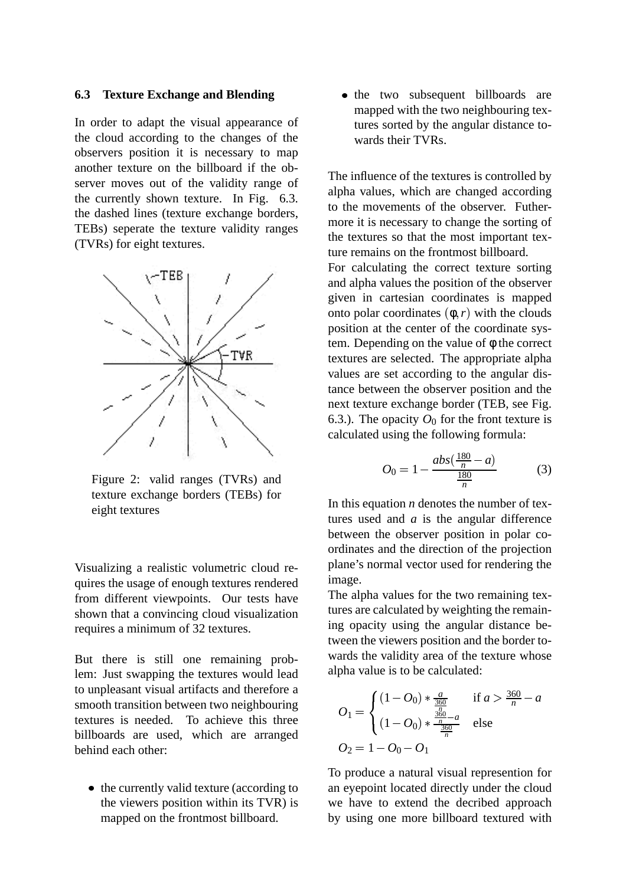### 6.3 Texture Exchange and Blending

In order to adapt the visual appearance of the cloud according to the changes of the observers position it is necessary to map another texture on the billboard if the observer moves out of the validity range of the currently shown texture. In Fig. 6.3. the dashed lines (texture exchange borders, TEBs) seperate the texture validity ranges (TVRs) for eight textures.

Figure 2: valid ranges (TVRs) and texture exchange borders (TEBs) for eight textures

Visualizing a realistic volumetric cloud requires the usage of enough textures rendered from different viewpoints. Our tests have shown that a convincing cloud visualization requires a minimum of 32 textures.

But there is still one remaining problem: Just swapping the textures would lead to unpleasant visual artifacts and therefore a smooth transition between two neighbouring textures is needed. To achieve this three billboards are used, which are arranged behind each other:

- the currently valid texture (according to the viewers position within its TVR) is mapped on the frontmost billboard.
- the two subsequent billboards are mapped with the two neighbouring textures sorted by the angular distance towards their TVRs.

The influence of the textures is controlled by alpha values, which are changed according to the movements of the observer. Futhermore it is necessary to change the sorting of the textures so that the most important texture remains on the frontmost billboard.

For calculating the correct texture sorting and alpha values the position of the observer given in cartesian coordinates is mapped onto polar coordinates $(\phi, r)$ with the clouds position at the center of the coordinate system. Depending on the value of $\phi$ the correct textures are selected. The appropriate alpha values are set according to the angular distance between the observer position and the next texture exchange border (TEB, see Fig. 6.3.). The opacity $O_0$ for the front texture is calculated using the following formula:

$$O_0 = 1 - \frac{abs(\frac{180}{n} - a)}{\frac{180}{n}} \quad (3)$$

In this equation $n$ denotes the number of textures used and $a$ is the angular difference between the observer position in polar coordinates and the direction of the projection plane's normal vector used for rendering the image.

The alpha values for the two remaining textures are calculated by weighting the remaining opacity using the angular distance between the viewers position and the border towards the validity area of the texture whose alpha value is to be calculated:

$$O_1 = \begin{cases} (1 - O_0) * \frac{a}{\frac{360}{n}} & \text{if } a > \frac{360}{n} - a \\ (1 - O_0) * \frac{\frac{360}{n} - a}{\frac{360}{n}} & \text{else} \end{cases}$$

$$O_2 = 1 - O_0 - O_1$$

To produce a natural visual represention for an eyepoint located directly under the cloud we have to extend the decribed approach by using one more billboard textured with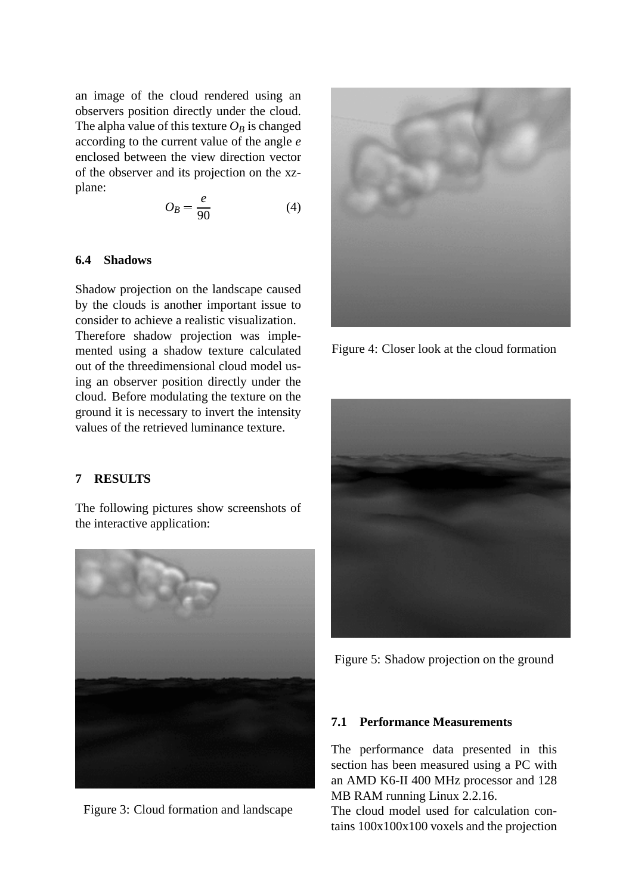an image of the cloud rendered using an observers position directly under the cloud. The alpha value of this texture $O_B$ is changed according to the current value of the angle $e$ enclosed between the view direction vector of the observer and its projection on the xz-plane:

$$O_B = \frac{e}{90} \tag{4}$$

### 6.4 Shadows

Shadow projection on the landscape caused by the clouds is another important issue to consider to achieve a realistic visualization. Therefore shadow projection was implemented using a shadow texture calculated out of the threedimensional cloud model using an observer position directly under the cloud. Before modulating the texture on the ground it is necessary to invert the intensity values of the retrieved luminance texture.

## 7 RESULTS

The following pictures show screenshots of the interactive application:

Figure 3: Cloud formation and landscape

Figure 4: Closer look at the cloud formation

Figure 5: Shadow projection on the ground

### 7.1 Performance Measurements

The performance data presented in this section has been measured using a PC with an AMD K6-II 400 MHz processor and 128 MB RAM running Linux 2.2.16.
The cloud model used for calculation contains 100x100x100 voxels and the projection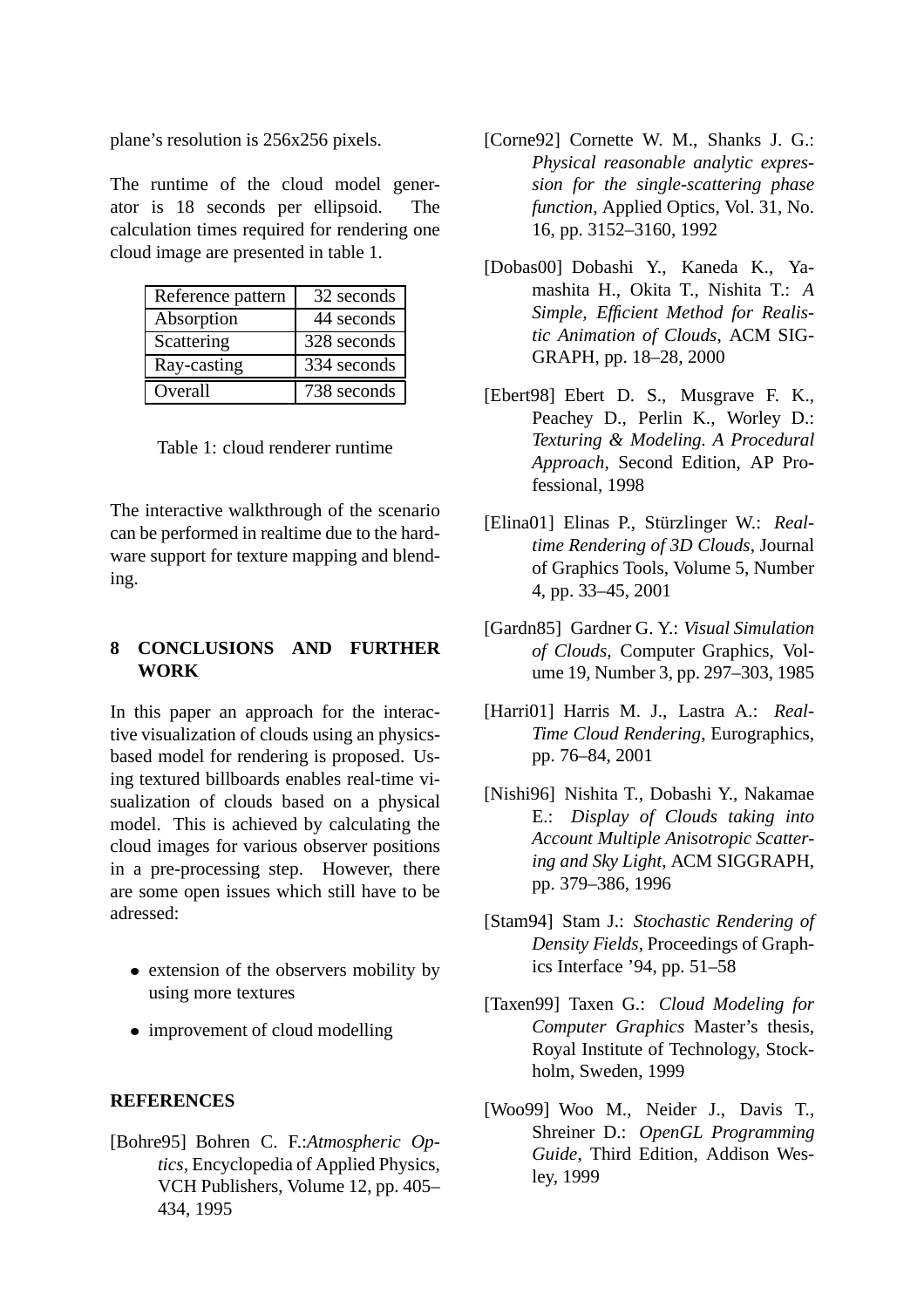plane's resolution is 256x256 pixels.

The runtime of the cloud model generator is 18 seconds per ellipsoid. The calculation times required for rendering one cloud image are presented in table 1.

| | |
|---|---|
| Reference pattern | 32 seconds |
| Absorption | 44 seconds |
| Scattering | 328 seconds |
| Ray-casting | 334 seconds |
| Overall | 738 seconds |

Table 1: cloud renderer runtime

The interactive walkthrough of the scenario can be performed in realtime due to the hardware support for texture mapping and blending.

## 8 CONCLUSIONS AND FURTHER WORK

In this paper an approach for the interactive visualization of clouds using an physics-based model for rendering is proposed. Using textured billboards enables real-time visualization of clouds based on a physical model. This is achieved by calculating the cloud images for various observer positions in a pre-processing step. However, there are some open issues which still have to be adressed:

- extension of the observers mobility by using more textures
- improvement of cloud modelling

## REFERENCES

[Bohre95] Bohren C. F.:*Atmospheric Optics*, Encyclopedia of Applied Physics, VCH Publishers, Volume 12, pp. 405–434, 1995

[Corne92] Cornette W. M., Shanks J. G.: *Physical reasonable analytic expression for the single-scattering phase function*, Applied Optics, Vol. 31, No. 16, pp. 3152–3160, 1992

[Dobas00] Dobashi Y., Kaneda K., Yamashita H., Okita T., Nishita T.: *A Simple, Efficient Method for Realistic Animation of Clouds*, ACM SIGGRAPH, pp. 18–28, 2000

[Ebert98] Ebert D. S., Musgrave F. K., Peachey D., Perlin K., Worley D.: *Texturing & Modeling. A Procedural Approach*, Second Edition, AP Professional, 1998

[Elina01] Elinas P., Stürzlinger W.: *Realtime Rendering of 3D Clouds*, Journal of Graphics Tools, Volume 5, Number 4, pp. 33–45, 2001

[Gardn85] Gardner G. Y.: *Visual Simulation of Clouds*, Computer Graphics, Volume 19, Number 3, pp. 297–303, 1985

[Harri01] Harris M. J., Lastra A.: *Real-Time Cloud Rendering*, Eurographics, pp. 76–84, 2001

[Nishi96] Nishita T., Dobashi Y., Nakamae E.: *Display of Clouds taking into Account Multiple Anisotropic Scattering and Sky Light*, ACM SIGGRAPH, pp. 379–386, 1996

[Stam94] Stam J.: *Stochastic Rendering of Density Fields*, Proceedings of Graphics Interface '94, pp. 51–58

[Taxen99] Taxen G.: *Cloud Modeling for Computer Graphics* Master's thesis, Royal Institute of Technology, Stockholm, Sweden, 1999

[Woo99] Woo M., Neider J., Davis T., Shreiner D.: *OpenGL Programming Guide*, Third Edition, Addison Wesley, 1999